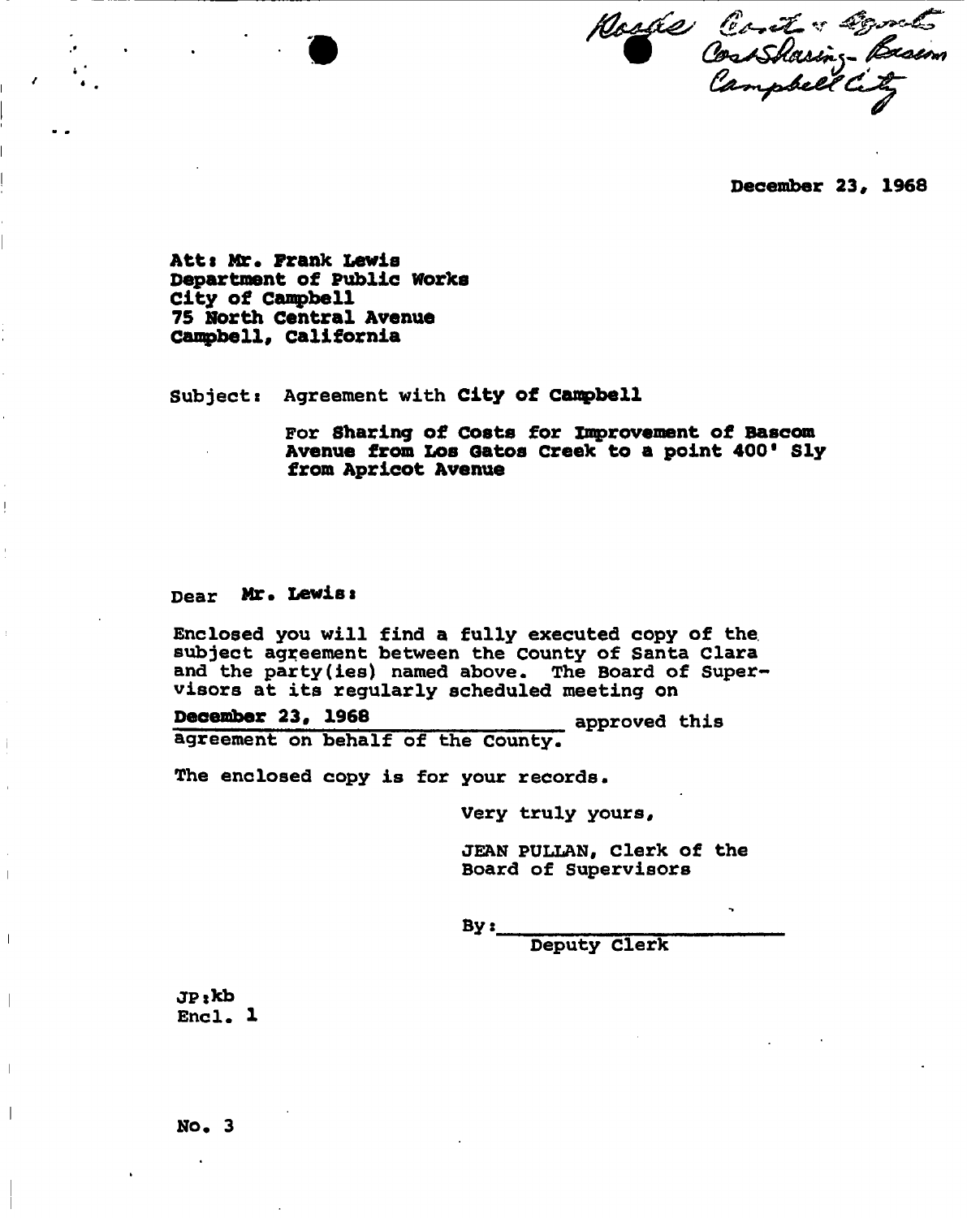Roads Const & Agmts Cost Sharing - Bascom Campbell City

December 23, 1968

Att: Mr. Frank Lewis
Department of Public Works
City of Campbell
75 North Central Avenue
Campbell, California

Subject: Agreement with City of Campbell

For Sharing of Costs for Improvement of Bascom Avenue from Los Gatos Creek to a point 400' Sly from Apricot Avenue

Dear Mr. Lewis:

Enclosed you will find a fully executed copy of the subject agreement between the County of Santa Clara and the party(ies) named above. The Board of Supervisors at its regularly scheduled meeting on December 23, 1968 approved this agreement on behalf of the County.

The enclosed copy is for your records.

Very truly yours,

JEAN PULLAN, Clerk of the Board of Supervisors

By: ________________________
Deputy Clerk

JP:kb
Encl. 1

No. 3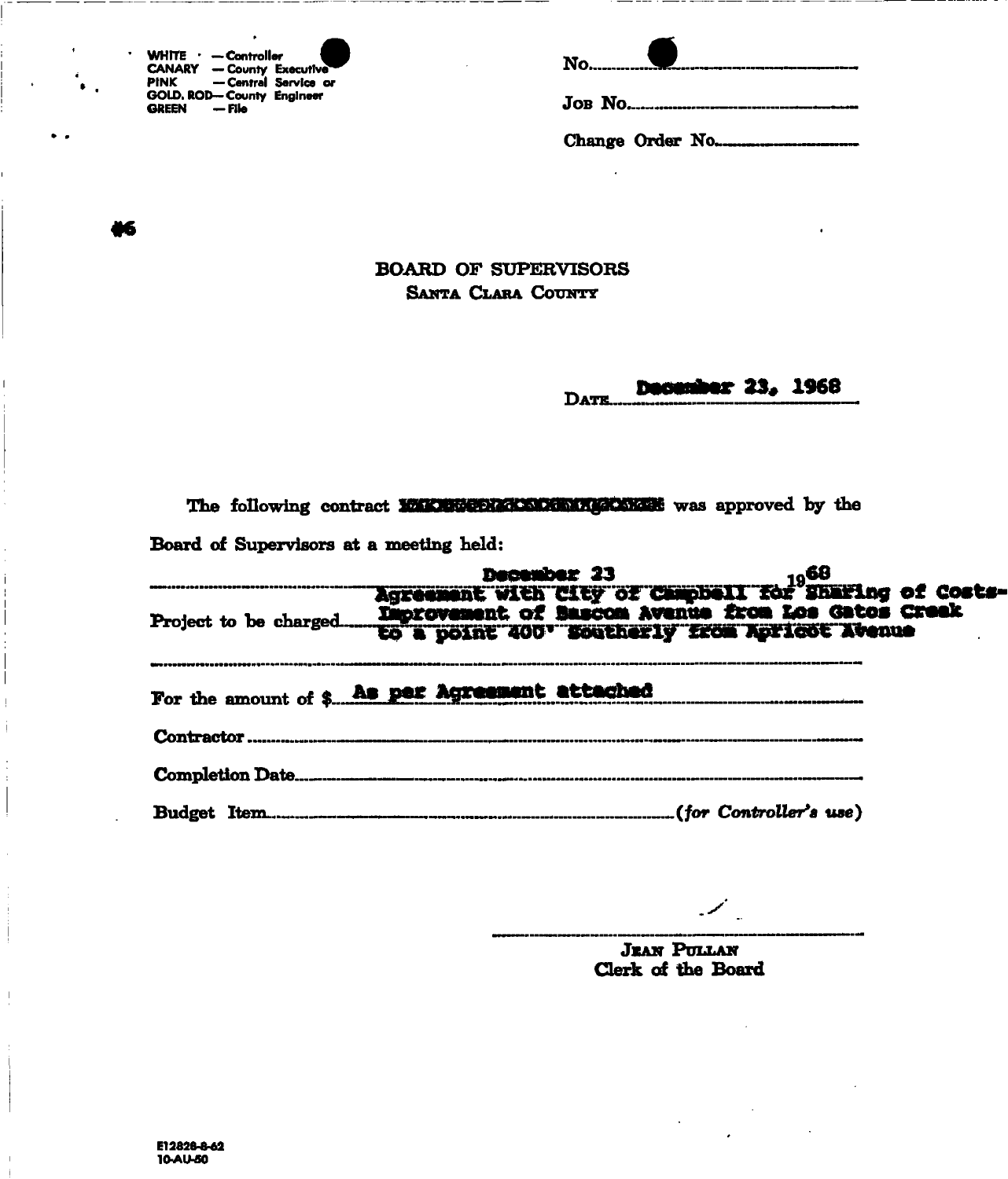WHITE — Controller
CANARY — County Executive
PINK — Central Service or
GOLD. ROD — County Engineer
GREEN — File

No.

Job No.

Change Order No.

#6

# BOARD OF SUPERVISORS

## SANTA CLARA COUNTY

DATE December 23, 1968

The following contract ~~XXXXXXXXXXXXXXXXXX~~ was approved by the Board of Supervisors at a meeting held:

December 23 1968

Project to be charged: Agreement with City of Campbell for Sharing of Costs-Improvement of Bascom Avenue from Los Gatos Creek to a point 400' Southerly from Apricot Avenue

For the amount of $ As per Agreement attached

Contractor

Completion Date

Budget Item (*for Controller's use*)

JEAN PULLAN
Clerk of the Board

E12828-8-62
10-AU-60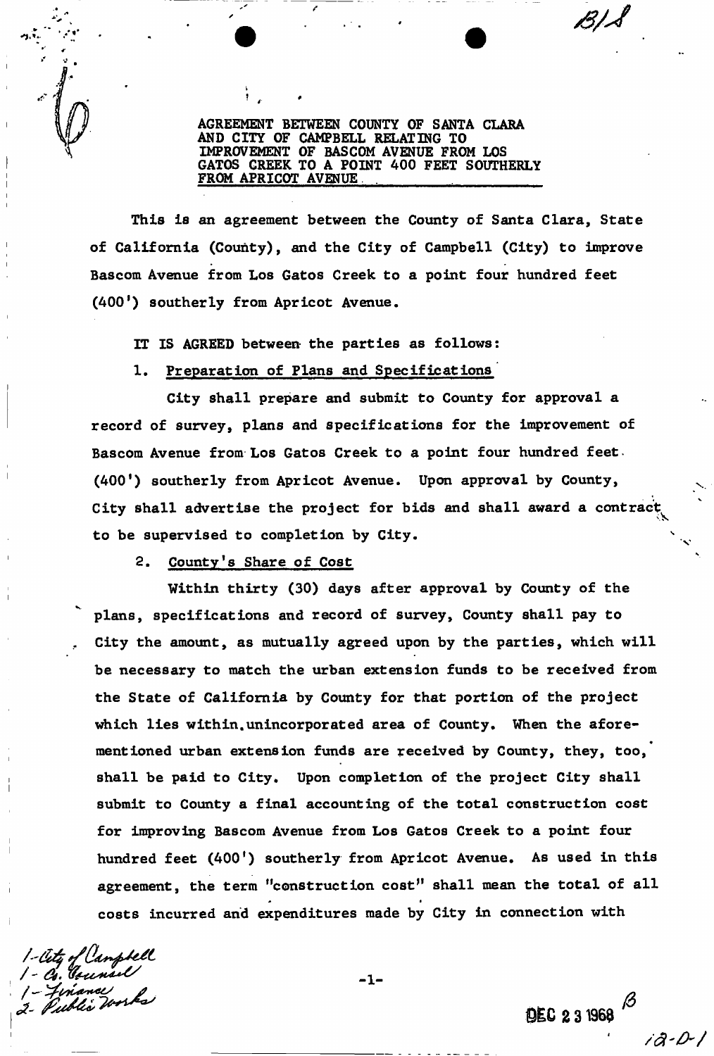# AGREEMENT BETWEEN COUNTY OF SANTA CLARA AND CITY OF CAMPBELL RELATING TO IMPROVEMENT OF BASCOM AVENUE FROM LOS GATOS CREEK TO A POINT 400 FEET SOUTHERLY FROM APRICOT AVENUE

This is an agreement between the County of Santa Clara, State of California (County), and the City of Campbell (City) to improve Bascom Avenue from Los Gatos Creek to a point four hundred feet (400') southerly from Apricot Avenue.

IT IS AGREED between the parties as follows:

1. Preparation of Plans and Specifications

City shall prepare and submit to County for approval a record of survey, plans and specifications for the improvement of Bascom Avenue from Los Gatos Creek to a point four hundred feet (400') southerly from Apricot Avenue. Upon approval by County, City shall advertise the project for bids and shall award a contract to be supervised to completion by City.

2. County's Share of Cost

Within thirty (30) days after approval by County of the plans, specifications and record of survey, County shall pay to City the amount, as mutually agreed upon by the parties, which will be necessary to match the urban extension funds to be received from the State of California by County for that portion of the project which lies within unincorporated area of County. When the aforementioned urban extension funds are received by County, they, too, shall be paid to City. Upon completion of the project City shall submit to County a final accounting of the total construction cost for improving Bascom Avenue from Los Gatos Creek to a point four hundred feet (400') southerly from Apricot Avenue. As used in this agreement, the term "construction cost" shall mean the total of all costs incurred and expenditures made by City in connection with

1- City of Campbell
1- Co. Counsel
1- Finance
2- Public Works

DEC 23 1968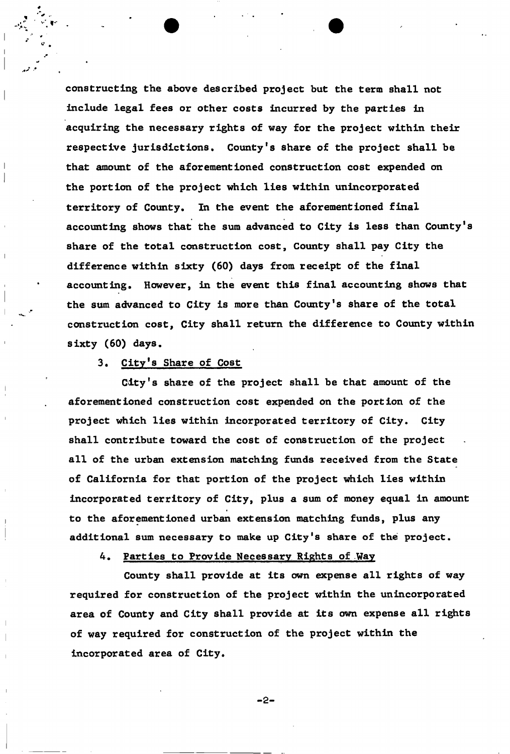constructing the above described project but the term shall not include legal fees or other costs incurred by the parties in acquiring the necessary rights of way for the project within their respective jurisdictions. County's share of the project shall be that amount of the aforementioned construction cost expended on the portion of the project which lies within unincorporated territory of County. In the event the aforementioned final accounting shows that the sum advanced to City is less than County's share of the total construction cost, County shall pay City the difference within sixty (60) days from receipt of the final accounting. However, in the event this final accounting shows that the sum advanced to City is more than County's share of the total construction cost, City shall return the difference to County within sixty (60) days.

3. <u>City's Share of Cost</u>

City's share of the project shall be that amount of the aforementioned construction cost expended on the portion of the project which lies within incorporated territory of City. City shall contribute toward the cost of construction of the project all of the urban extension matching funds received from the State of California for that portion of the project which lies within incorporated territory of City, plus a sum of money equal in amount to the aforementioned urban extension matching funds, plus any additional sum necessary to make up City's share of the project.

4. <u>Parties to Provide Necessary Rights of Way</u>

County shall provide at its own expense all rights of way required for construction of the project within the unincorporated area of County and City shall provide at its own expense all rights of way required for construction of the project within the incorporated area of City.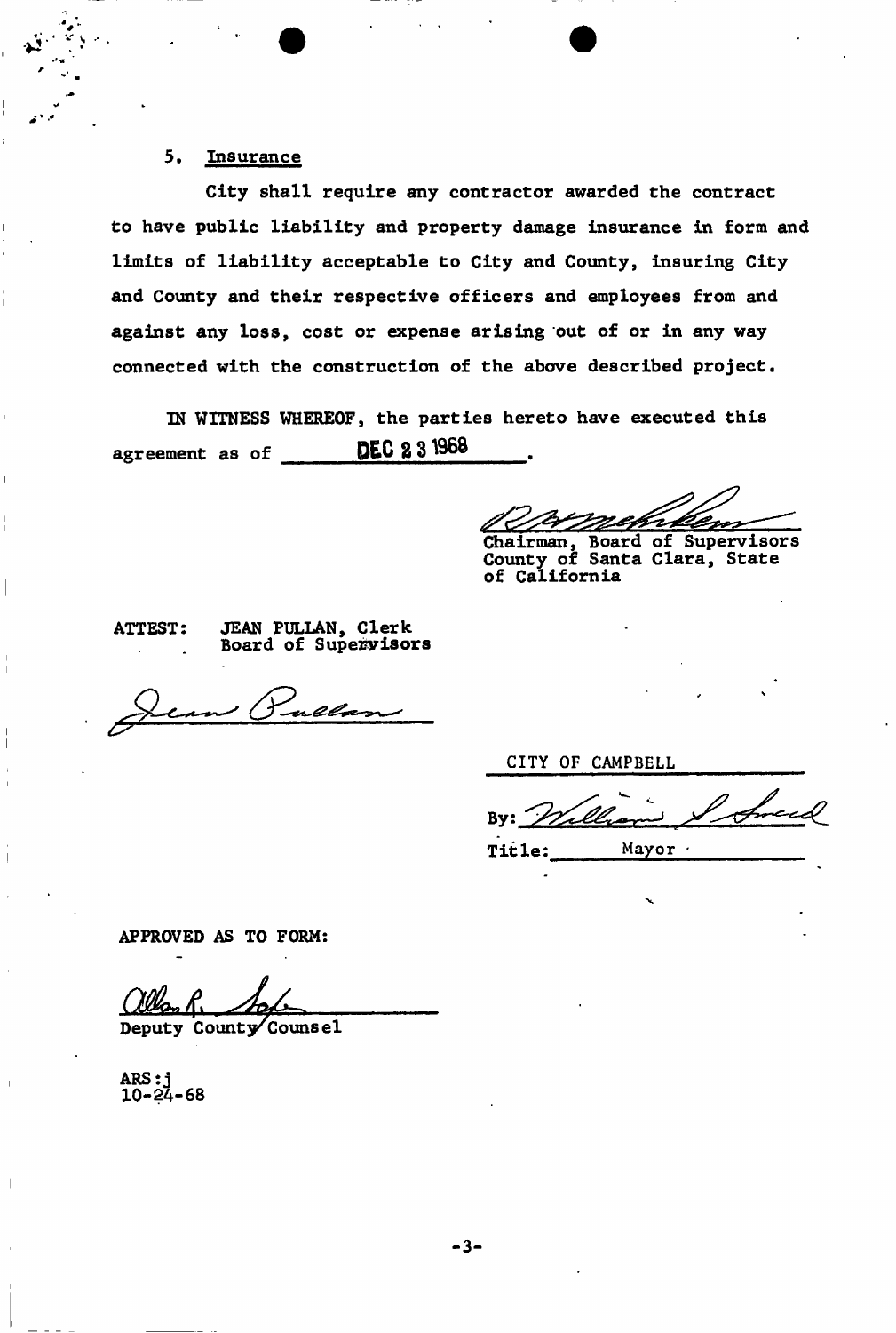5. Insurance

City shall require any contractor awarded the contract to have public liability and property damage insurance in form and limits of liability acceptable to City and County, insuring City and County and their respective officers and employees from and against any loss, cost or expense arising out of or in any way connected with the construction of the above described project.

IN WITNESS WHEREOF, the parties hereto have executed this agreement as of DEC 23 1968.

Chairman, Board of Supervisors
County of Santa Clara, State of California

ATTEST: JEAN PULLAN, Clerk
Board of Supervisors

CITY OF CAMPBELL

By:

Title: Mayor

APPROVED AS TO FORM:

Deputy County Counsel

ARS:j
10-24-68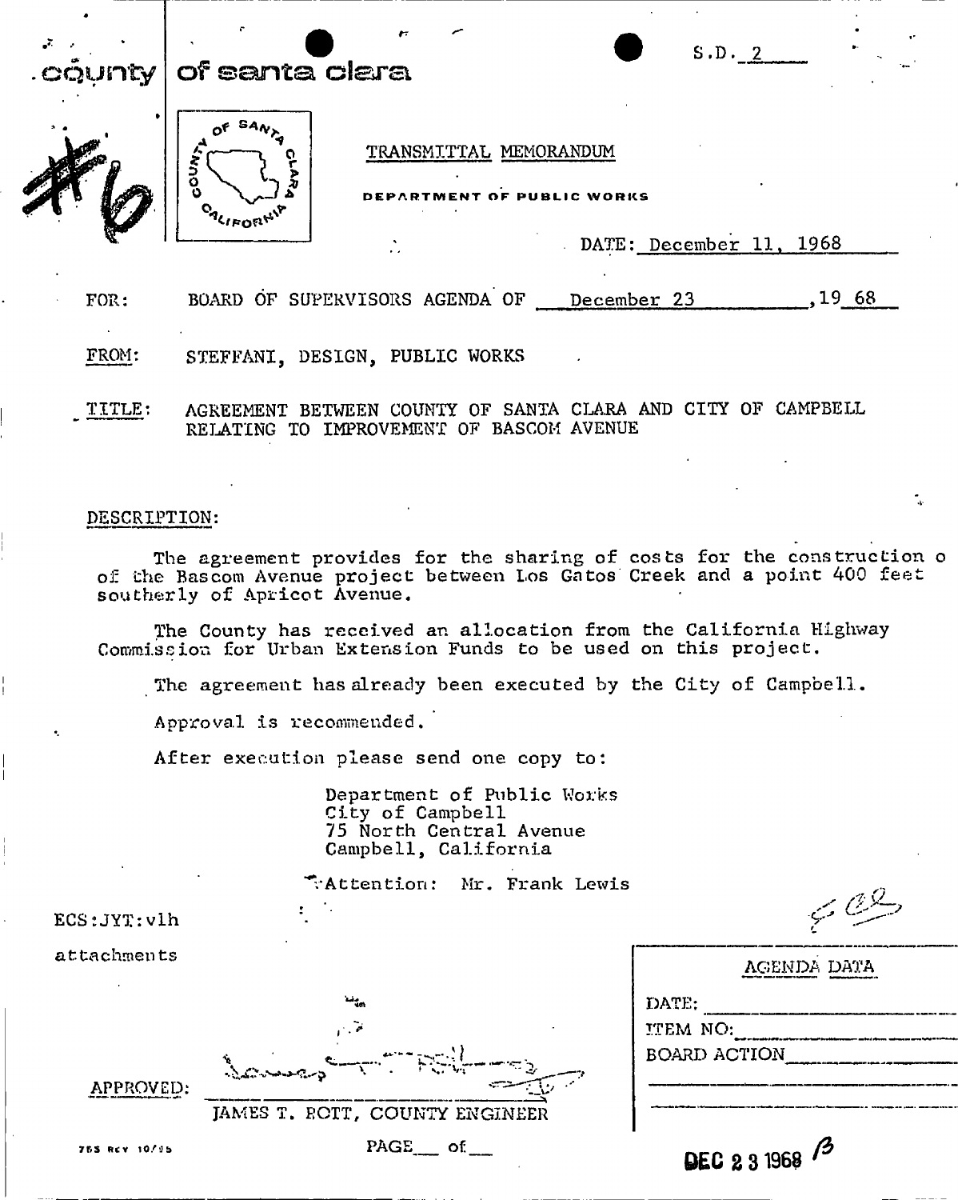S.D. 2

**county of santa clara**

#6

**TRANSMITTAL MEMORANDUM**

**DEPARTMENT OF PUBLIC WORKS**

DATE: December 11, 1968

FOR: BOARD OF SUPERVISORS AGENDA OF December 23, 1968

FROM: STEFFANI, DESIGN, PUBLIC WORKS

TITLE: AGREEMENT BETWEEN COUNTY OF SANTA CLARA AND CITY OF CAMPBELL RELATING TO IMPROVEMENT OF BASCOM AVENUE

DESCRIPTION:

The agreement provides for the sharing of costs for the construction of the Bascom Avenue project between Los Gatos Creek and a point 400 feet southerly of Apricot Avenue.

The County has received an allocation from the California Highway Commission for Urban Extension Funds to be used on this project.

The agreement has already been executed by the City of Campbell.

Approval is recommended.

After execution please send one copy to:

Department of Public Works
City of Campbell
75 North Central Avenue
Campbell, California

Attention: Mr. Frank Lewis

ECS:JYT:vlh

attachments

APPROVED: JAMES T. POTT, COUNTY ENGINEER

| AGENDA DATA |
|---|
| DATE: |
| ITEM NO: |
| BOARD ACTION |

DEC 23 1968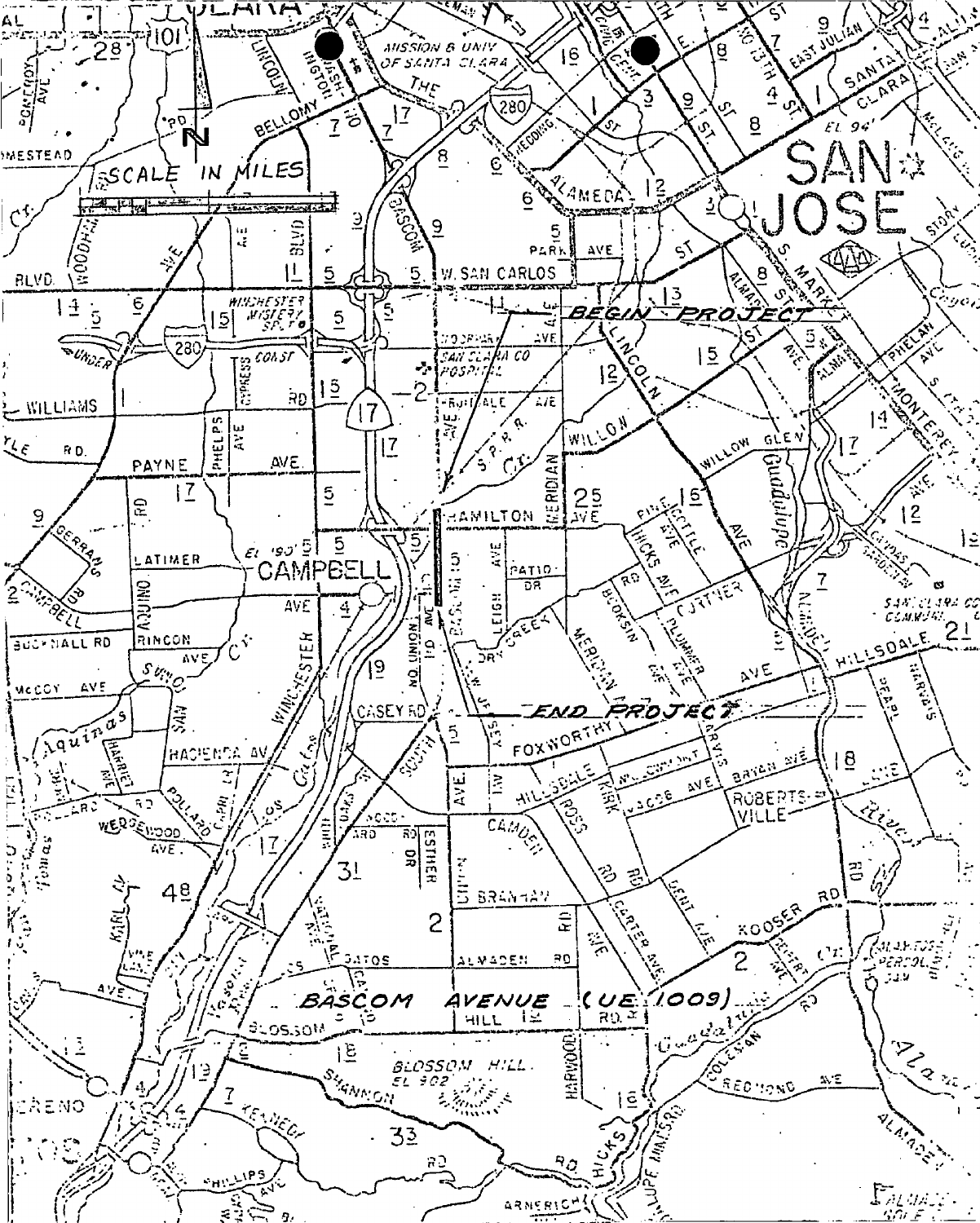BEGIN PROJECT

END PROJECT

SCALE IN MILES

N

SAN JOSE

CAMPBELL

BASCOM AVENUE (UE 1009)